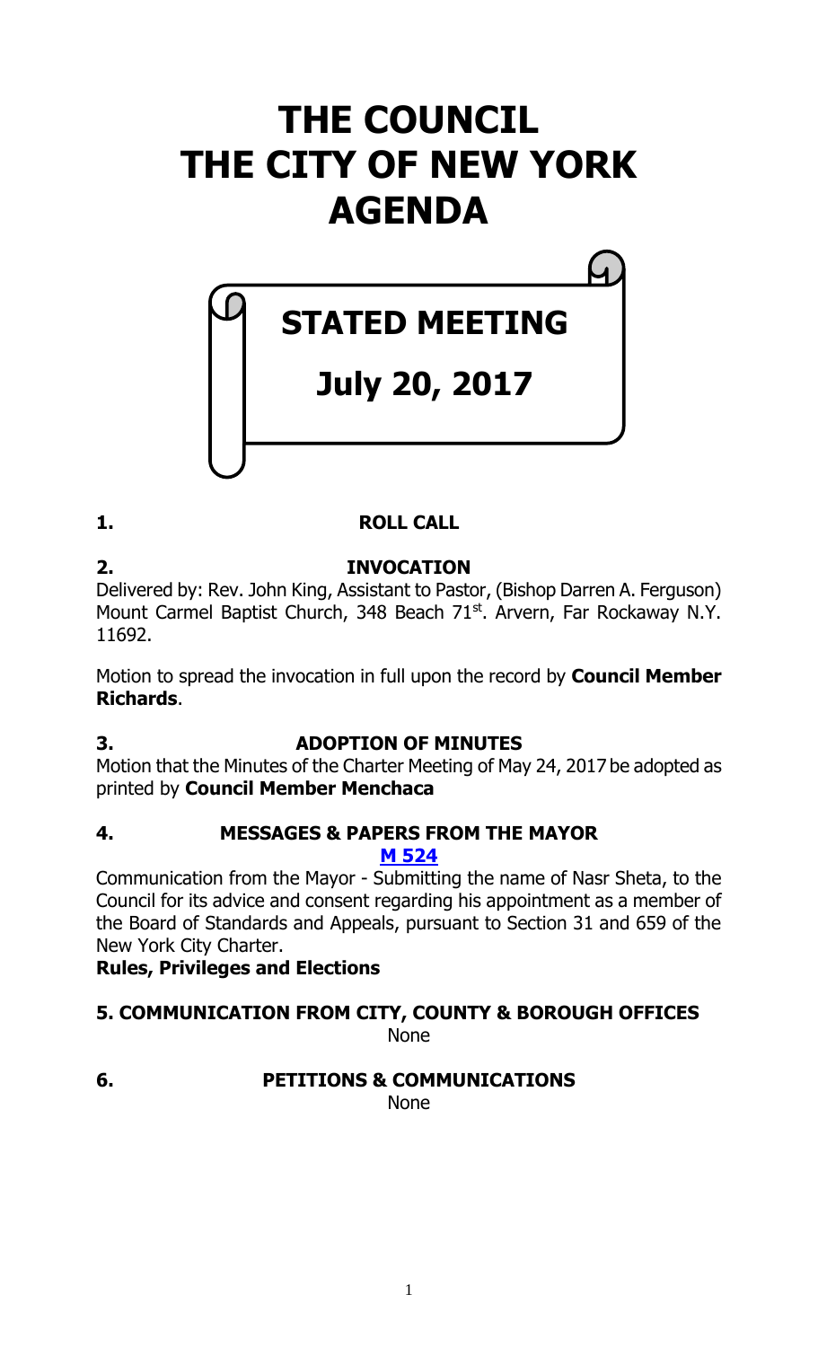# THE COUNCIL
# THE CITY OF NEW YORK
# AGENDA

## STATED MEETING

## July 20, 2017

**1. ROLL CALL**

**2. INVOCATION**

Delivered by: Rev. John King, Assistant to Pastor, (Bishop Darren A. Ferguson) Mount Carmel Baptist Church, 348 Beach 71st. Arvern, Far Rockaway N.Y. 11692.

Motion to spread the invocation in full upon the record by **Council Member Richards**.

**3. ADOPTION OF MINUTES**

Motion that the Minutes of the Charter Meeting of May 24, 2017 be adopted as printed by **Council Member Menchaca**

**4. MESSAGES & PAPERS FROM THE MAYOR**

**M 524**

Communication from the Mayor - Submitting the name of Nasr Sheta, to the Council for its advice and consent regarding his appointment as a member of the Board of Standards and Appeals, pursuant to Section 31 and 659 of the New York City Charter.

**Rules, Privileges and Elections**

**5. COMMUNICATION FROM CITY, COUNTY & BOROUGH OFFICES**

None

**6. PETITIONS & COMMUNICATIONS**

None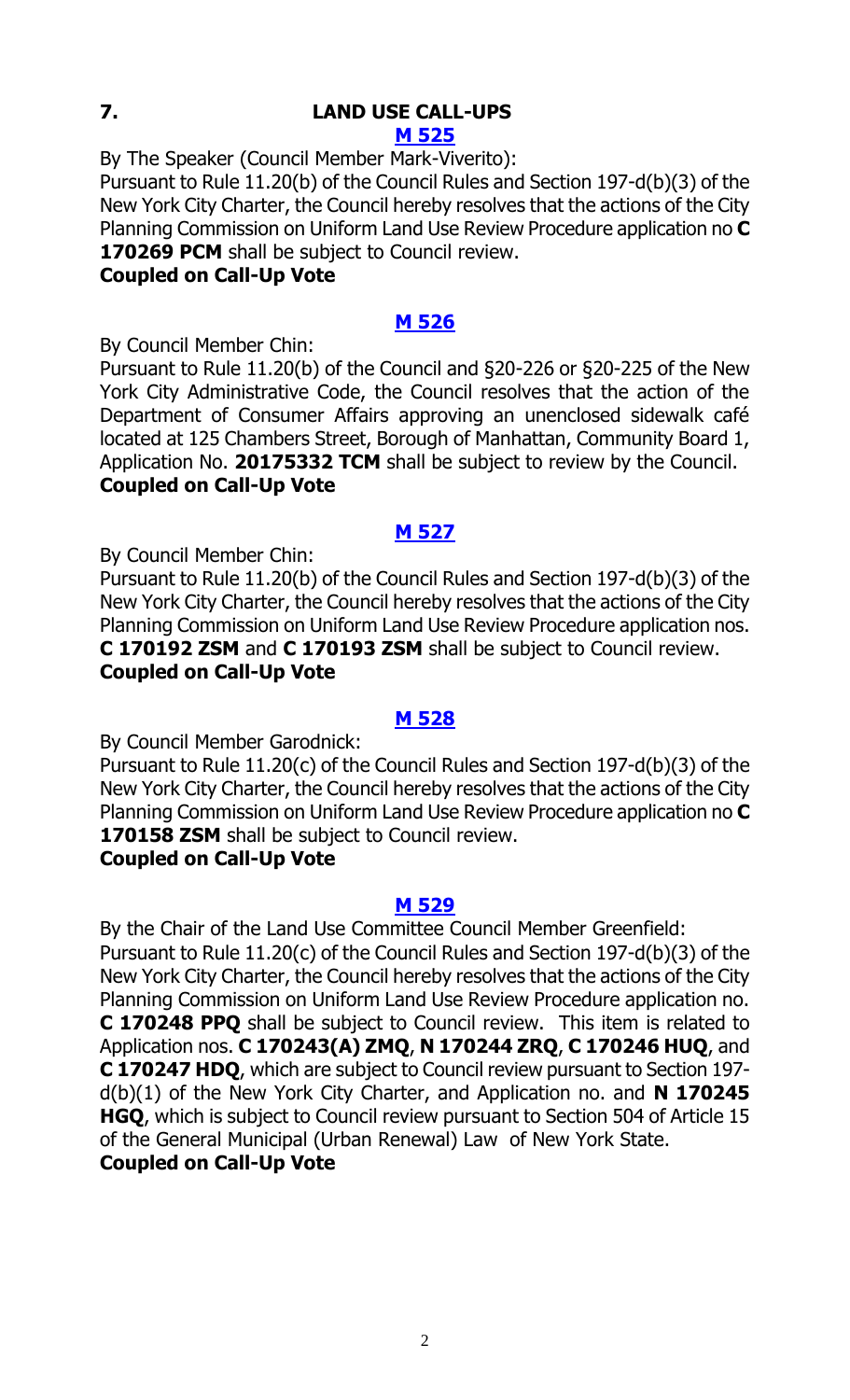## 7. LAND USE CALL-UPS

### M 525

By The Speaker (Council Member Mark-Viverito):

Pursuant to Rule 11.20(b) of the Council Rules and Section 197-d(b)(3) of the New York City Charter, the Council hereby resolves that the actions of the City Planning Commission on Uniform Land Use Review Procedure application no **C 170269 PCM** shall be subject to Council review.

**Coupled on Call-Up Vote**

### M 526

By Council Member Chin:

Pursuant to Rule 11.20(b) of the Council and §20-226 or §20-225 of the New York City Administrative Code, the Council resolves that the action of the Department of Consumer Affairs approving an unenclosed sidewalk café located at 125 Chambers Street, Borough of Manhattan, Community Board 1, Application No. **20175332 TCM** shall be subject to review by the Council.

**Coupled on Call-Up Vote**

### M 527

By Council Member Chin:

Pursuant to Rule 11.20(b) of the Council Rules and Section 197-d(b)(3) of the New York City Charter, the Council hereby resolves that the actions of the City Planning Commission on Uniform Land Use Review Procedure application nos. **C 170192 ZSM** and **C 170193 ZSM** shall be subject to Council review.

**Coupled on Call-Up Vote**

### M 528

By Council Member Garodnick:

Pursuant to Rule 11.20(c) of the Council Rules and Section 197-d(b)(3) of the New York City Charter, the Council hereby resolves that the actions of the City Planning Commission on Uniform Land Use Review Procedure application no **C 170158 ZSM** shall be subject to Council review.

**Coupled on Call-Up Vote**

### M 529

By the Chair of the Land Use Committee Council Member Greenfield:

Pursuant to Rule 11.20(c) of the Council Rules and Section 197-d(b)(3) of the New York City Charter, the Council hereby resolves that the actions of the City Planning Commission on Uniform Land Use Review Procedure application no. **C 170248 PPQ** shall be subject to Council review. This item is related to Application nos. **C 170243(A) ZMQ**, **N 170244 ZRQ**, **C 170246 HUQ**, and **C 170247 HDQ**, which are subject to Council review pursuant to Section 197-d(b)(1) of the New York City Charter, and Application no. and **N 170245 HGQ**, which is subject to Council review pursuant to Section 504 of Article 15 of the General Municipal (Urban Renewal) Law of New York State.

**Coupled on Call-Up Vote**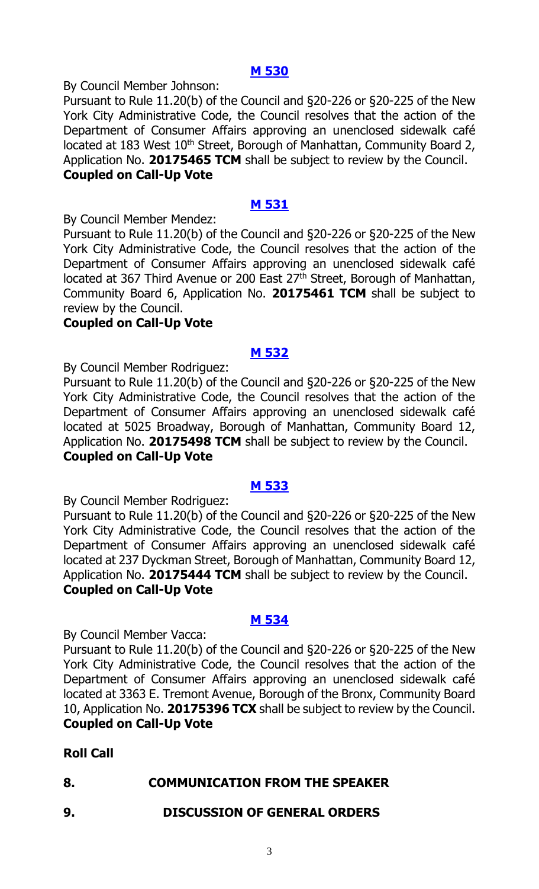### [M 530](#)

By Council Member Johnson:

Pursuant to Rule 11.20(b) of the Council and §20-226 or §20-225 of the New York City Administrative Code, the Council resolves that the action of the Department of Consumer Affairs approving an unenclosed sidewalk café located at 183 West 10th Street, Borough of Manhattan, Community Board 2, Application No. **20175465 TCM** shall be subject to review by the Council.

**Coupled on Call-Up Vote**

### [M 531](#)

By Council Member Mendez:

Pursuant to Rule 11.20(b) of the Council and §20-226 or §20-225 of the New York City Administrative Code, the Council resolves that the action of the Department of Consumer Affairs approving an unenclosed sidewalk café located at 367 Third Avenue or 200 East 27th Street, Borough of Manhattan, Community Board 6, Application No. **20175461 TCM** shall be subject to review by the Council.

**Coupled on Call-Up Vote**

### [M 532](#)

By Council Member Rodriguez:

Pursuant to Rule 11.20(b) of the Council and §20-226 or §20-225 of the New York City Administrative Code, the Council resolves that the action of the Department of Consumer Affairs approving an unenclosed sidewalk café located at 5025 Broadway, Borough of Manhattan, Community Board 12, Application No. **20175498 TCM** shall be subject to review by the Council.

**Coupled on Call-Up Vote**

### [M 533](#)

By Council Member Rodriguez:

Pursuant to Rule 11.20(b) of the Council and §20-226 or §20-225 of the New York City Administrative Code, the Council resolves that the action of the Department of Consumer Affairs approving an unenclosed sidewalk café located at 237 Dyckman Street, Borough of Manhattan, Community Board 12, Application No. **20175444 TCM** shall be subject to review by the Council.

**Coupled on Call-Up Vote**

### [M 534](#)

By Council Member Vacca:

Pursuant to Rule 11.20(b) of the Council and §20-226 or §20-225 of the New York City Administrative Code, the Council resolves that the action of the Department of Consumer Affairs approving an unenclosed sidewalk café located at 3363 E. Tremont Avenue, Borough of the Bronx, Community Board 10, Application No. **20175396 TCX** shall be subject to review by the Council.

**Coupled on Call-Up Vote**

**Roll Call**

## 8. COMMUNICATION FROM THE SPEAKER

## 9. DISCUSSION OF GENERAL ORDERS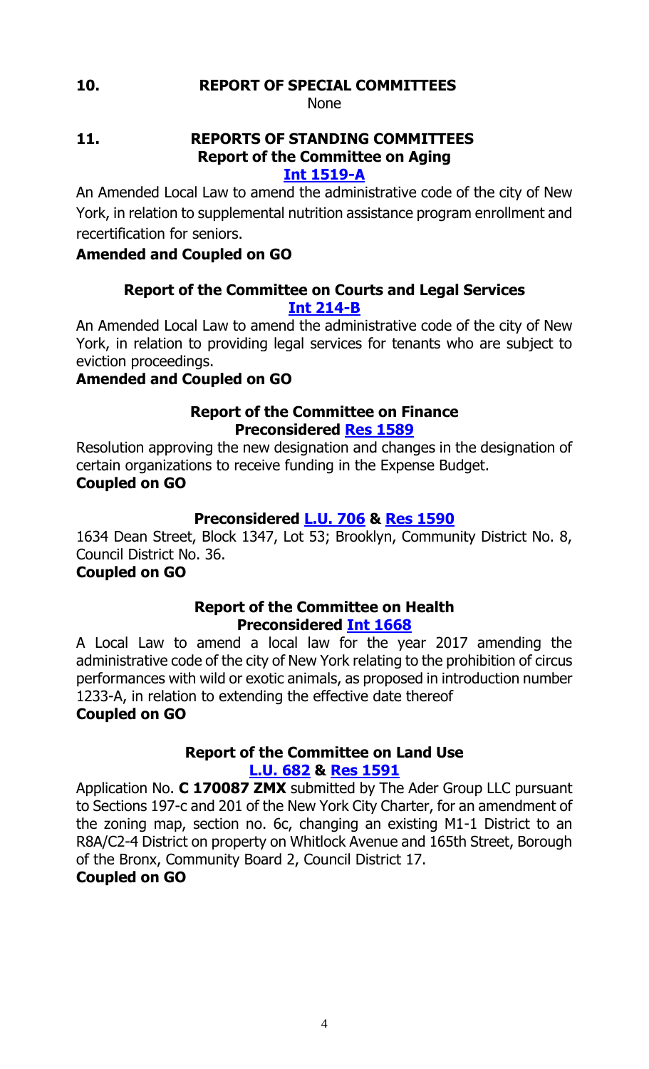## 10. REPORT OF SPECIAL COMMITTEES

None

## 11. REPORTS OF STANDING COMMITTEES

### Report of the Committee on Aging

**Int 1519-A**

An Amended Local Law to amend the administrative code of the city of New York, in relation to supplemental nutrition assistance program enrollment and recertification for seniors.

**Amended and Coupled on GO**

### Report of the Committee on Courts and Legal Services

**Int 214-B**

An Amended Local Law to amend the administrative code of the city of New York, in relation to providing legal services for tenants who are subject to eviction proceedings.

**Amended and Coupled on GO**

### Report of the Committee on Finance

**Preconsidered Res 1589**

Resolution approving the new designation and changes in the designation of certain organizations to receive funding in the Expense Budget.

**Coupled on GO**

**Preconsidered L.U. 706 & Res 1590**

1634 Dean Street, Block 1347, Lot 53; Brooklyn, Community District No. 8, Council District No. 36.

**Coupled on GO**

### Report of the Committee on Health

**Preconsidered Int 1668**

A Local Law to amend a local law for the year 2017 amending the administrative code of the city of New York relating to the prohibition of circus performances with wild or exotic animals, as proposed in introduction number 1233-A, in relation to extending the effective date thereof

**Coupled on GO**

### Report of the Committee on Land Use

**L.U. 682 & Res 1591**

Application No. **C 170087 ZMX** submitted by The Ader Group LLC pursuant to Sections 197-c and 201 of the New York City Charter, for an amendment of the zoning map, section no. 6c, changing an existing M1-1 District to an R8A/C2-4 District on property on Whitlock Avenue and 165th Street, Borough of the Bronx, Community Board 2, Council District 17.

**Coupled on GO**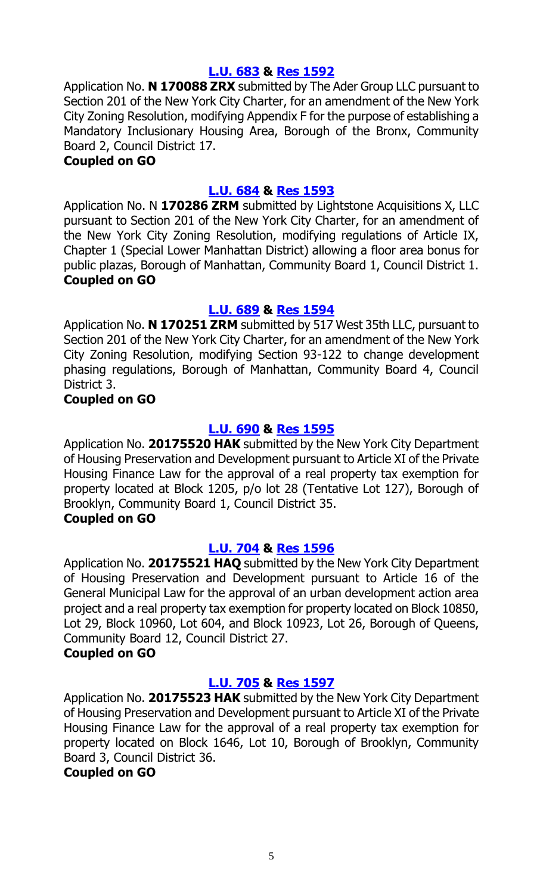**L.U. 683 & Res 1592**

Application No. **N 170088 ZRX** submitted by The Ader Group LLC pursuant to Section 201 of the New York City Charter, for an amendment of the New York City Zoning Resolution, modifying Appendix F for the purpose of establishing a Mandatory Inclusionary Housing Area, Borough of the Bronx, Community Board 2, Council District 17.

**Coupled on GO**

**L.U. 684 & Res 1593**

Application No. N **170286 ZRM** submitted by Lightstone Acquisitions X, LLC pursuant to Section 201 of the New York City Charter, for an amendment of the New York City Zoning Resolution, modifying regulations of Article IX, Chapter 1 (Special Lower Manhattan District) allowing a floor area bonus for public plazas, Borough of Manhattan, Community Board 1, Council District 1.

**Coupled on GO**

**L.U. 689 & Res 1594**

Application No. **N 170251 ZRM** submitted by 517 West 35th LLC, pursuant to Section 201 of the New York City Charter, for an amendment of the New York City Zoning Resolution, modifying Section 93-122 to change development phasing regulations, Borough of Manhattan, Community Board 4, Council District 3.

**Coupled on GO**

**L.U. 690 & Res 1595**

Application No. **20175520 HAK** submitted by the New York City Department of Housing Preservation and Development pursuant to Article XI of the Private Housing Finance Law for the approval of a real property tax exemption for property located at Block 1205, p/o lot 28 (Tentative Lot 127), Borough of Brooklyn, Community Board 1, Council District 35.

**Coupled on GO**

**L.U. 704 & Res 1596**

Application No. **20175521 HAQ** submitted by the New York City Department of Housing Preservation and Development pursuant to Article 16 of the General Municipal Law for the approval of an urban development action area project and a real property tax exemption for property located on Block 10850, Lot 29, Block 10960, Lot 604, and Block 10923, Lot 26, Borough of Queens, Community Board 12, Council District 27.

**Coupled on GO**

**L.U. 705 & Res 1597**

Application No. **20175523 HAK** submitted by the New York City Department of Housing Preservation and Development pursuant to Article XI of the Private Housing Finance Law for the approval of a real property tax exemption for property located on Block 1646, Lot 10, Borough of Brooklyn, Community Board 3, Council District 36.

**Coupled on GO**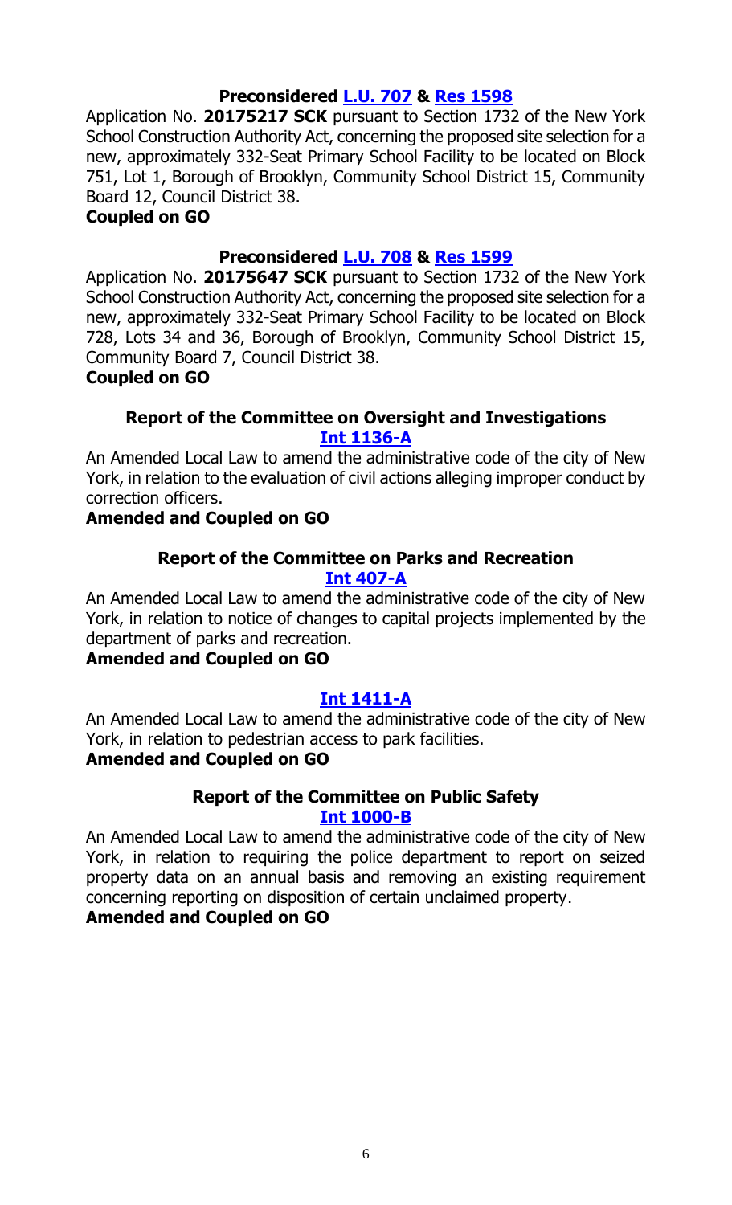**Preconsidered L.U. 707 & Res 1598**

Application No. **20175217 SCK** pursuant to Section 1732 of the New York School Construction Authority Act, concerning the proposed site selection for a new, approximately 332-Seat Primary School Facility to be located on Block 751, Lot 1, Borough of Brooklyn, Community School District 15, Community Board 12, Council District 38.

**Coupled on GO**

**Preconsidered L.U. 708 & Res 1599**

Application No. **20175647 SCK** pursuant to Section 1732 of the New York School Construction Authority Act, concerning the proposed site selection for a new, approximately 332-Seat Primary School Facility to be located on Block 728, Lots 34 and 36, Borough of Brooklyn, Community School District 15, Community Board 7, Council District 38.

**Coupled on GO**

**Report of the Committee on Oversight and Investigations**

**Int 1136-A**

An Amended Local Law to amend the administrative code of the city of New York, in relation to the evaluation of civil actions alleging improper conduct by correction officers.

**Amended and Coupled on GO**

**Report of the Committee on Parks and Recreation**

**Int 407-A**

An Amended Local Law to amend the administrative code of the city of New York, in relation to notice of changes to capital projects implemented by the department of parks and recreation.

**Amended and Coupled on GO**

**Int 1411-A**

An Amended Local Law to amend the administrative code of the city of New York, in relation to pedestrian access to park facilities.

**Amended and Coupled on GO**

**Report of the Committee on Public Safety**

**Int 1000-B**

An Amended Local Law to amend the administrative code of the city of New York, in relation to requiring the police department to report on seized property data on an annual basis and removing an existing requirement concerning reporting on disposition of certain unclaimed property.

**Amended and Coupled on GO**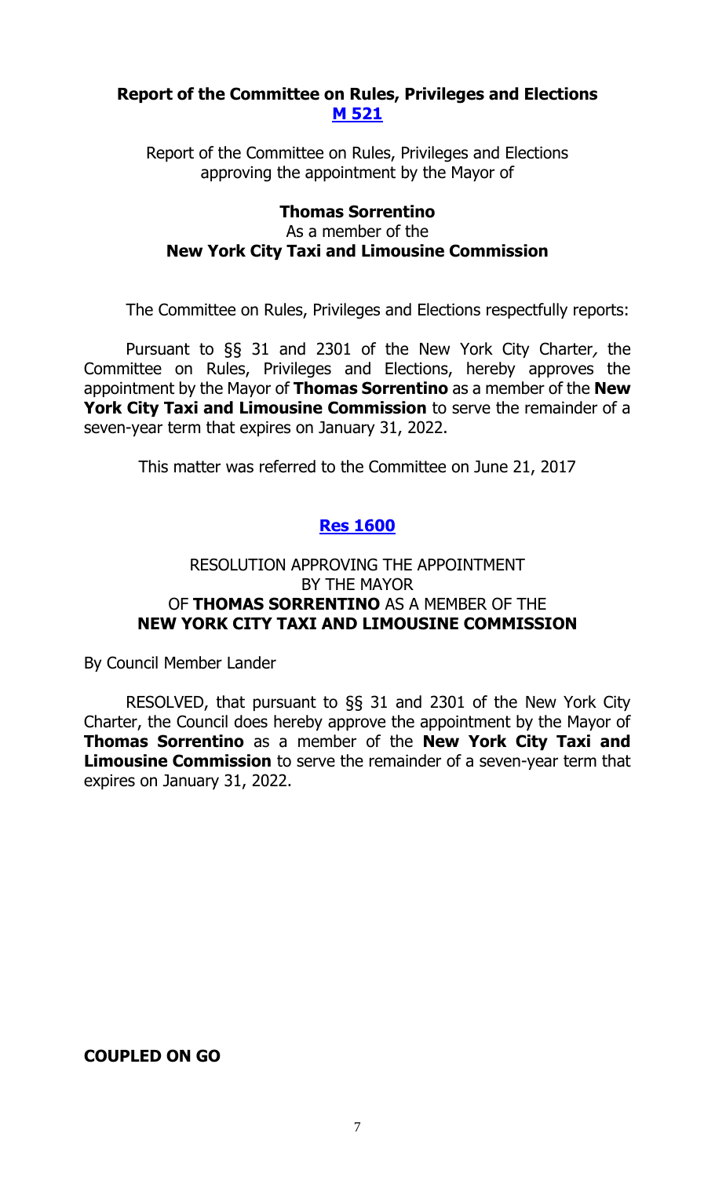## Report of the Committee on Rules, Privileges and Elections

**[M 521]**

Report of the Committee on Rules, Privileges and Elections approving the appointment by the Mayor of

**Thomas Sorrentino**
As a member of the
**New York City Taxi and Limousine Commission**

The Committee on Rules, Privileges and Elections respectfully reports:

Pursuant to §§ 31 and 2301 of the New York City Charter*,* the Committee on Rules, Privileges and Elections, hereby approves the appointment by the Mayor of **Thomas Sorrentino** as a member of the **New York City Taxi and Limousine Commission** to serve the remainder of a seven-year term that expires on January 31, 2022.

This matter was referred to the Committee on June 21, 2017

**[Res 1600]**

RESOLUTION APPROVING THE APPOINTMENT BY THE MAYOR OF **THOMAS SORRENTINO** AS A MEMBER OF THE **NEW YORK CITY TAXI AND LIMOUSINE COMMISSION**

By Council Member Lander

RESOLVED, that pursuant to §§ 31 and 2301 of the New York City Charter, the Council does hereby approve the appointment by the Mayor of **Thomas Sorrentino** as a member of the **New York City Taxi and Limousine Commission** to serve the remainder of a seven-year term that expires on January 31, 2022.

**COUPLED ON GO**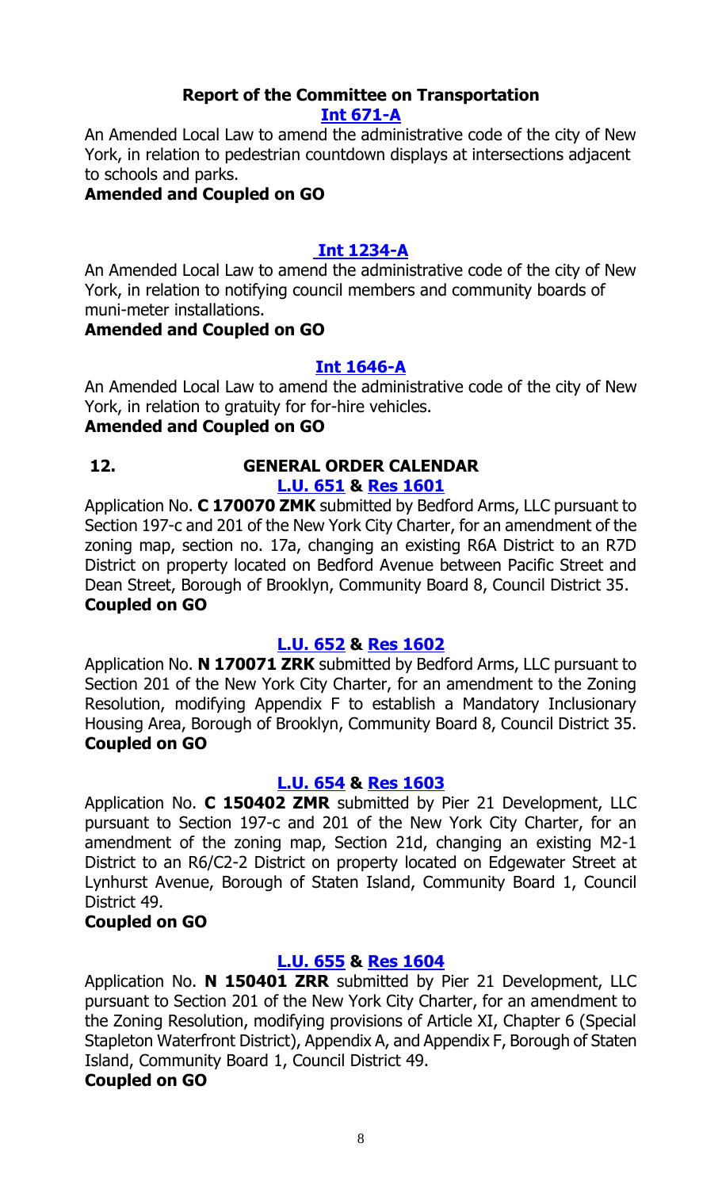### Report of the Committee on Transportation

**Int 671-A**

An Amended Local Law to amend the administrative code of the city of New York, in relation to pedestrian countdown displays at intersections adjacent to schools and parks.

**Amended and Coupled on GO**

**Int 1234-A**

An Amended Local Law to amend the administrative code of the city of New York, in relation to notifying council members and community boards of muni-meter installations.

**Amended and Coupled on GO**

**Int 1646-A**

An Amended Local Law to amend the administrative code of the city of New York, in relation to gratuity for for-hire vehicles.

**Amended and Coupled on GO**

## 12. GENERAL ORDER CALENDAR

**L.U. 651 & Res 1601**

Application No. **C 170070 ZMK** submitted by Bedford Arms, LLC pursuant to Section 197-c and 201 of the New York City Charter, for an amendment of the zoning map, section no. 17a, changing an existing R6A District to an R7D District on property located on Bedford Avenue between Pacific Street and Dean Street, Borough of Brooklyn, Community Board 8, Council District 35.

**Coupled on GO**

**L.U. 652 & Res 1602**

Application No. **N 170071 ZRK** submitted by Bedford Arms, LLC pursuant to Section 201 of the New York City Charter, for an amendment to the Zoning Resolution, modifying Appendix F to establish a Mandatory Inclusionary Housing Area, Borough of Brooklyn, Community Board 8, Council District 35.

**Coupled on GO**

**L.U. 654 & Res 1603**

Application No. **C 150402 ZMR** submitted by Pier 21 Development, LLC pursuant to Section 197-c and 201 of the New York City Charter, for an amendment of the zoning map, Section 21d, changing an existing M2-1 District to an R6/C2-2 District on property located on Edgewater Street at Lynhurst Avenue, Borough of Staten Island, Community Board 1, Council District 49.

**Coupled on GO**

**L.U. 655 & Res 1604**

Application No. **N 150401 ZRR** submitted by Pier 21 Development, LLC pursuant to Section 201 of the New York City Charter, for an amendment to the Zoning Resolution, modifying provisions of Article XI, Chapter 6 (Special Stapleton Waterfront District), Appendix A, and Appendix F, Borough of Staten Island, Community Board 1, Council District 49.

**Coupled on GO**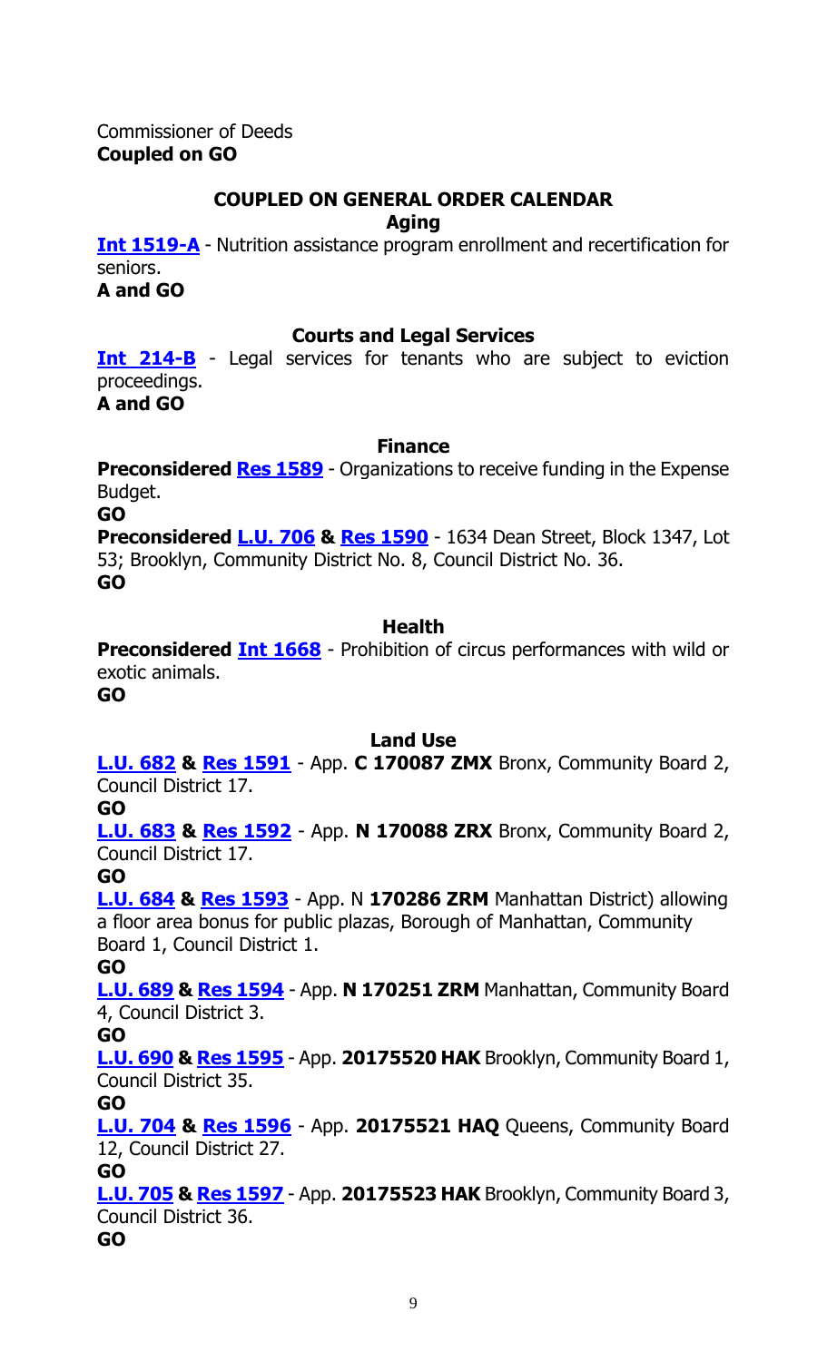Commissioner of Deeds
**Coupled on GO**

## COUPLED ON GENERAL ORDER CALENDAR

### Aging

**Int 1519-A** - Nutrition assistance program enrollment and recertification for seniors.
**A and GO**

### Courts and Legal Services

**Int 214-B** - Legal services for tenants who are subject to eviction proceedings.
**A and GO**

### Finance

**Preconsidered Res 1589** - Organizations to receive funding in the Expense Budget.
**GO**

**Preconsidered L.U. 706 & Res 1590** - 1634 Dean Street, Block 1347, Lot 53; Brooklyn, Community District No. 8, Council District No. 36.
**GO**

### Health

**Preconsidered Int 1668** - Prohibition of circus performances with wild or exotic animals.
**GO**

### Land Use

**L.U. 682 & Res 1591** - App. **C 170087 ZMX** Bronx, Community Board 2, Council District 17.
**GO**

**L.U. 683 & Res 1592** - App. **N 170088 ZRX** Bronx, Community Board 2, Council District 17.
**GO**

**L.U. 684 & Res 1593** - App. N **170286 ZRM** Manhattan District) allowing a floor area bonus for public plazas, Borough of Manhattan, Community Board 1, Council District 1.
**GO**

**L.U. 689 & Res 1594** - App. **N 170251 ZRM** Manhattan, Community Board 4, Council District 3.
**GO**

**L.U. 690 & Res 1595** - App. **20175520 HAK** Brooklyn, Community Board 1, Council District 35.
**GO**

**L.U. 704 & Res 1596** - App. **20175521 HAQ** Queens, Community Board 12, Council District 27.
**GO**

**L.U. 705 & Res 1597** - App. **20175523 HAK** Brooklyn, Community Board 3, Council District 36.
**GO**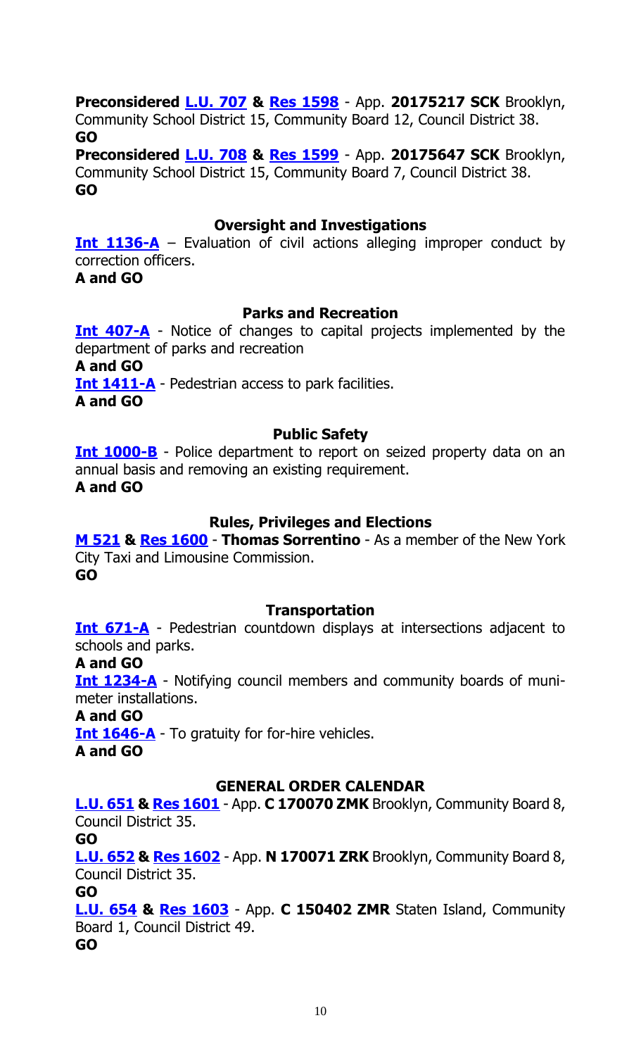**Preconsidered L.U. 707 & Res 1598** - App. **20175217 SCK** Brooklyn, Community School District 15, Community Board 12, Council District 38.
**GO**

**Preconsidered L.U. 708 & Res 1599** - App. **20175647 SCK** Brooklyn, Community School District 15, Community Board 7, Council District 38.
**GO**

### Oversight and Investigations

**Int 1136-A** – Evaluation of civil actions alleging improper conduct by correction officers.
**A and GO**

### Parks and Recreation

**Int 407-A** - Notice of changes to capital projects implemented by the department of parks and recreation
**A and GO**

**Int 1411-A** - Pedestrian access to park facilities.
**A and GO**

### Public Safety

**Int 1000-B** - Police department to report on seized property data on an annual basis and removing an existing requirement.
**A and GO**

### Rules, Privileges and Elections

**M 521 & Res 1600** - **Thomas Sorrentino** - As a member of the New York City Taxi and Limousine Commission.
**GO**

### Transportation

**Int 671-A** - Pedestrian countdown displays at intersections adjacent to schools and parks.
**A and GO**

**Int 1234-A** - Notifying council members and community boards of muni-meter installations.
**A and GO**

**Int 1646-A** - To gratuity for for-hire vehicles.
**A and GO**

### GENERAL ORDER CALENDAR

**L.U. 651 & Res 1601** - App. **C 170070 ZMK** Brooklyn, Community Board 8, Council District 35.
**GO**

**L.U. 652 & Res 1602** - App. **N 170071 ZRK** Brooklyn, Community Board 8, Council District 35.
**GO**

**L.U. 654 & Res 1603** - App. **C 150402 ZMR** Staten Island, Community Board 1, Council District 49.
**GO**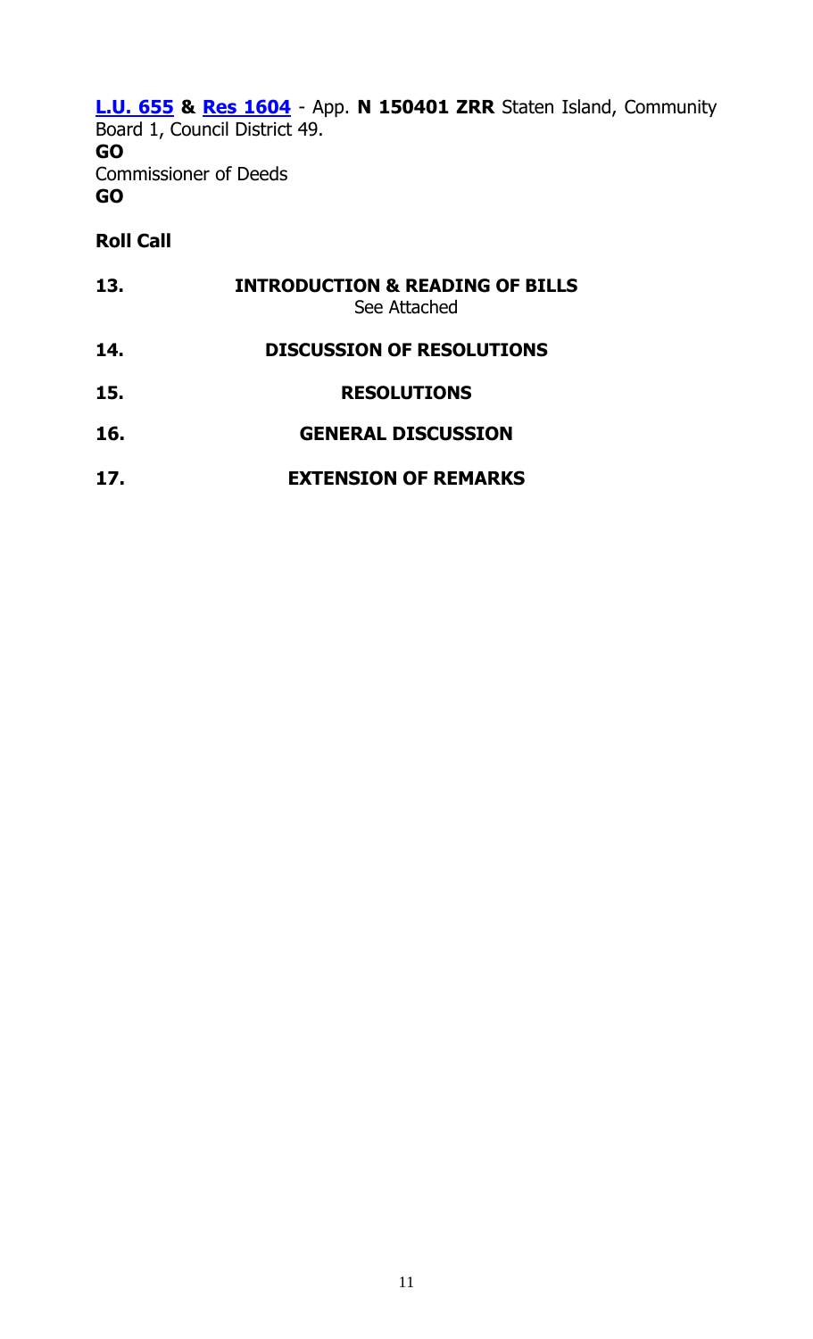**L.U. 655 & Res 1604** - App. **N 150401 ZRR** Staten Island, Community Board 1, Council District 49.
**GO**
Commissioner of Deeds
**GO**

**Roll Call**

**13. INTRODUCTION & READING OF BILLS**
See Attached

**14. DISCUSSION OF RESOLUTIONS**

**15. RESOLUTIONS**

**16. GENERAL DISCUSSION**

**17. EXTENSION OF REMARKS**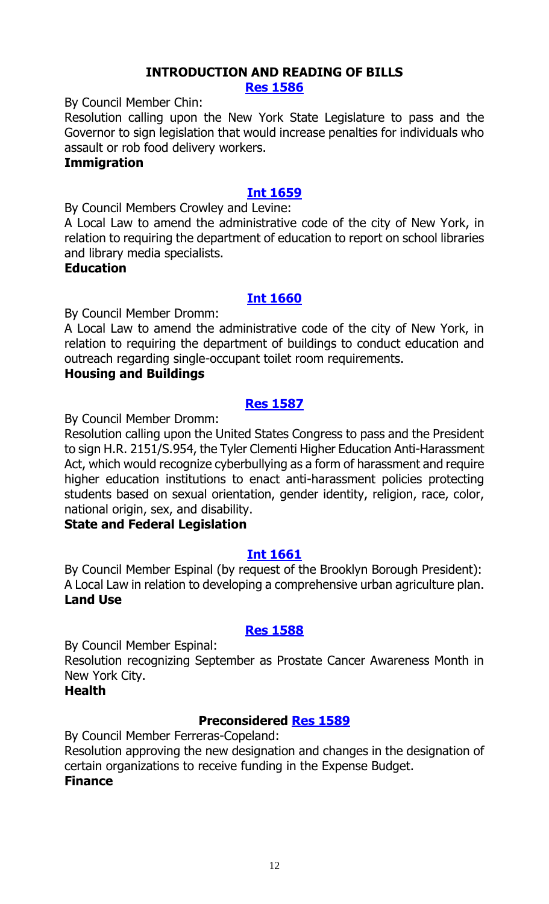## INTRODUCTION AND READING OF BILLS

### Res 1586

By Council Member Chin:

Resolution calling upon the New York State Legislature to pass and the Governor to sign legislation that would increase penalties for individuals who assault or rob food delivery workers.

**Immigration**

### Int 1659

By Council Members Crowley and Levine:

A Local Law to amend the administrative code of the city of New York, in relation to requiring the department of education to report on school libraries and library media specialists.

**Education**

### Int 1660

By Council Member Dromm:

A Local Law to amend the administrative code of the city of New York, in relation to requiring the department of buildings to conduct education and outreach regarding single-occupant toilet room requirements.

**Housing and Buildings**

### Res 1587

By Council Member Dromm:

Resolution calling upon the United States Congress to pass and the President to sign H.R. 2151/S.954, the Tyler Clementi Higher Education Anti-Harassment Act, which would recognize cyberbullying as a form of harassment and require higher education institutions to enact anti-harassment policies protecting students based on sexual orientation, gender identity, religion, race, color, national origin, sex, and disability.

**State and Federal Legislation**

### Int 1661

By Council Member Espinal (by request of the Brooklyn Borough President):

A Local Law in relation to developing a comprehensive urban agriculture plan.

**Land Use**

### Res 1588

By Council Member Espinal:

Resolution recognizing September as Prostate Cancer Awareness Month in New York City.

**Health**

### Preconsidered Res 1589

By Council Member Ferreras-Copeland:

Resolution approving the new designation and changes in the designation of certain organizations to receive funding in the Expense Budget.

**Finance**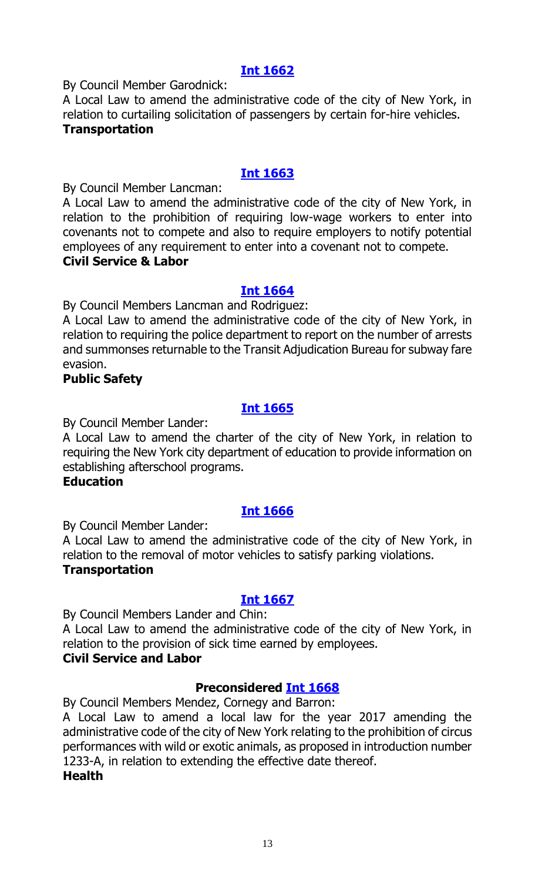## Int 1662

By Council Member Garodnick:

A Local Law to amend the administrative code of the city of New York, in relation to curtailing solicitation of passengers by certain for-hire vehicles.

**Transportation**

## Int 1663

By Council Member Lancman:

A Local Law to amend the administrative code of the city of New York, in relation to the prohibition of requiring low-wage workers to enter into covenants not to compete and also to require employers to notify potential employees of any requirement to enter into a covenant not to compete.

**Civil Service & Labor**

## Int 1664

By Council Members Lancman and Rodriguez:

A Local Law to amend the administrative code of the city of New York, in relation to requiring the police department to report on the number of arrests and summonses returnable to the Transit Adjudication Bureau for subway fare evasion.

**Public Safety**

## Int 1665

By Council Member Lander:

A Local Law to amend the charter of the city of New York, in relation to requiring the New York city department of education to provide information on establishing afterschool programs.

**Education**

## Int 1666

By Council Member Lander:

A Local Law to amend the administrative code of the city of New York, in relation to the removal of motor vehicles to satisfy parking violations.

**Transportation**

## Int 1667

By Council Members Lander and Chin:

A Local Law to amend the administrative code of the city of New York, in relation to the provision of sick time earned by employees.

**Civil Service and Labor**

## Preconsidered Int 1668

By Council Members Mendez, Cornegy and Barron:

A Local Law to amend a local law for the year 2017 amending the administrative code of the city of New York relating to the prohibition of circus performances with wild or exotic animals, as proposed in introduction number 1233-A, in relation to extending the effective date thereof.

**Health**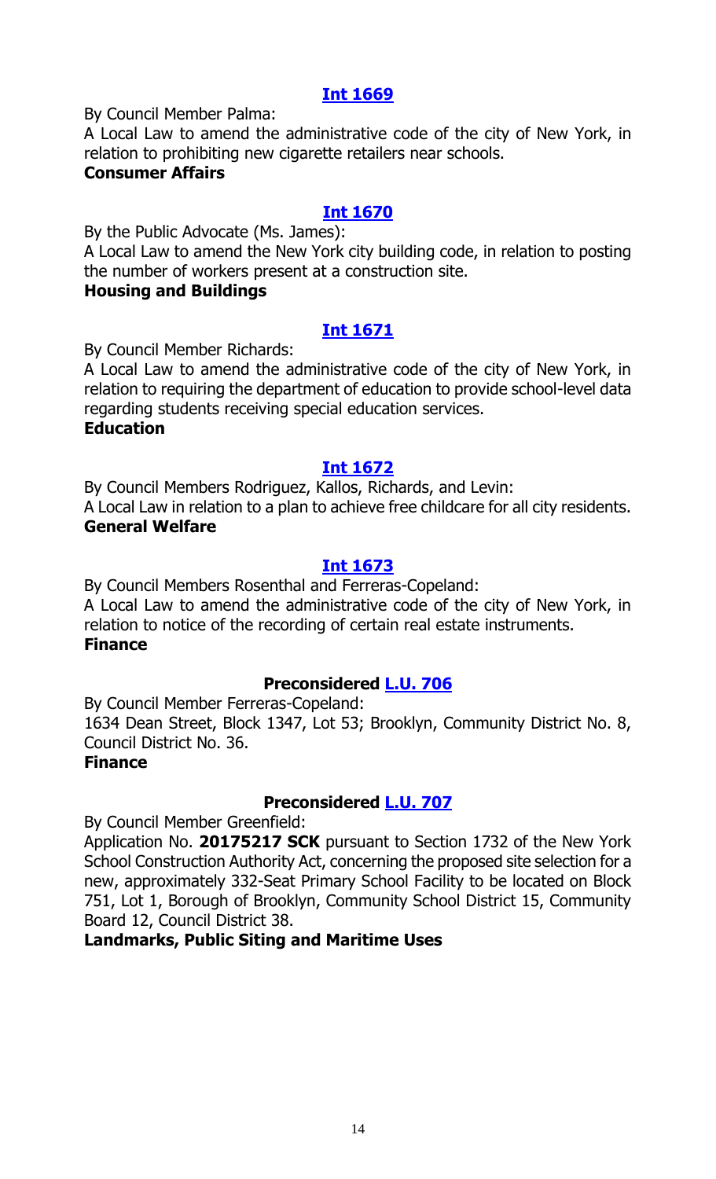### Int 1669

By Council Member Palma:

A Local Law to amend the administrative code of the city of New York, in relation to prohibiting new cigarette retailers near schools.

**Consumer Affairs**

### Int 1670

By the Public Advocate (Ms. James):

A Local Law to amend the New York city building code, in relation to posting the number of workers present at a construction site.

**Housing and Buildings**

### Int 1671

By Council Member Richards:

A Local Law to amend the administrative code of the city of New York, in relation to requiring the department of education to provide school-level data regarding students receiving special education services.

**Education**

### Int 1672

By Council Members Rodriguez, Kallos, Richards, and Levin:

A Local Law in relation to a plan to achieve free childcare for all city residents.

**General Welfare**

### Int 1673

By Council Members Rosenthal and Ferreras-Copeland:

A Local Law to amend the administrative code of the city of New York, in relation to notice of the recording of certain real estate instruments.

**Finance**

### Preconsidered L.U. 706

By Council Member Ferreras-Copeland:

1634 Dean Street, Block 1347, Lot 53; Brooklyn, Community District No. 8, Council District No. 36.

**Finance**

### Preconsidered L.U. 707

By Council Member Greenfield:

Application No. **20175217 SCK** pursuant to Section 1732 of the New York School Construction Authority Act, concerning the proposed site selection for a new, approximately 332-Seat Primary School Facility to be located on Block 751, Lot 1, Borough of Brooklyn, Community School District 15, Community Board 12, Council District 38.

**Landmarks, Public Siting and Maritime Uses**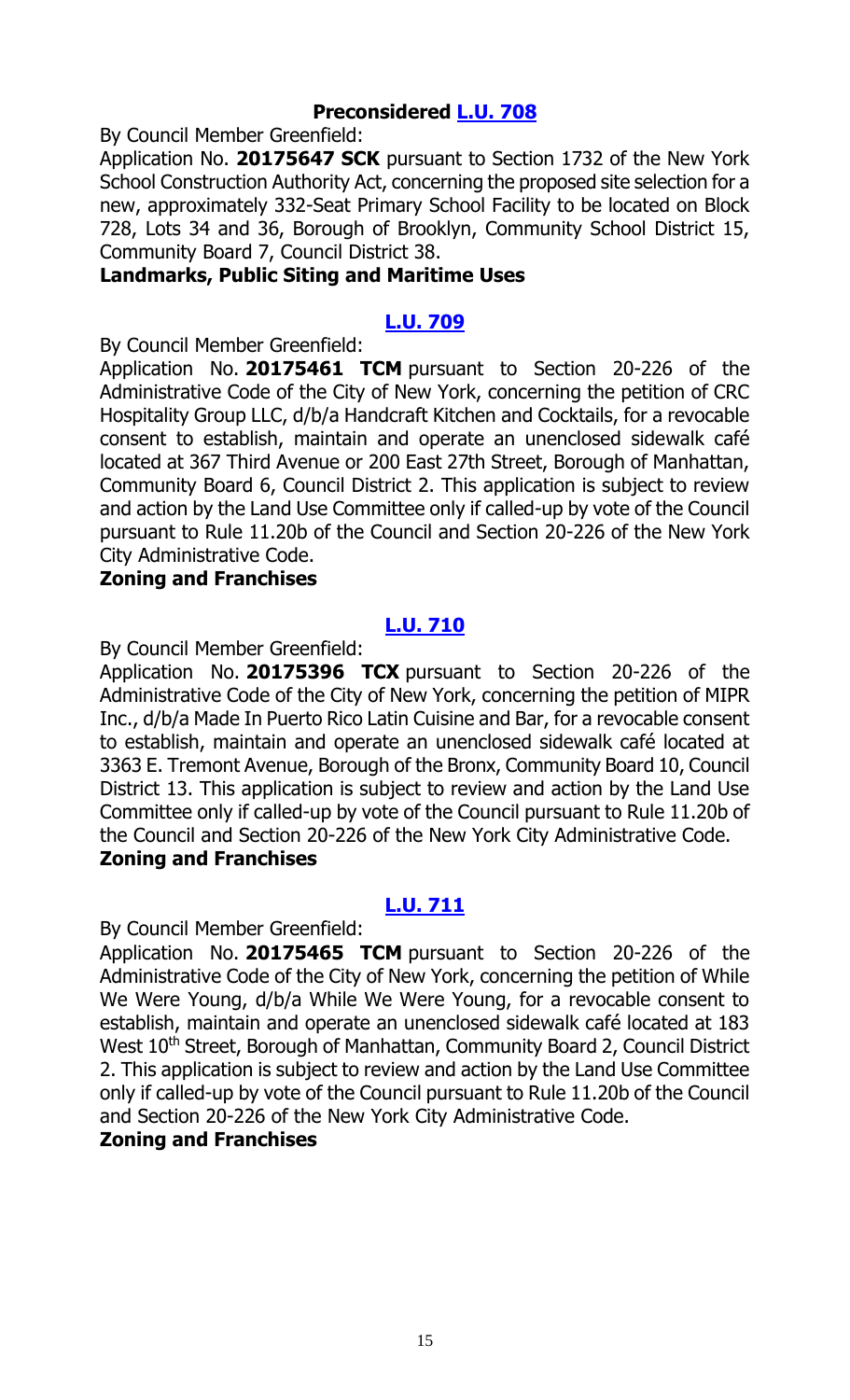### **Preconsidered [L.U. 708]**

By Council Member Greenfield:

Application No. **20175647 SCK** pursuant to Section 1732 of the New York School Construction Authority Act, concerning the proposed site selection for a new, approximately 332-Seat Primary School Facility to be located on Block 728, Lots 34 and 36, Borough of Brooklyn, Community School District 15, Community Board 7, Council District 38.

**Landmarks, Public Siting and Maritime Uses**

### **[L.U. 709]**

By Council Member Greenfield:

Application No. **20175461 TCM** pursuant to Section 20-226 of the Administrative Code of the City of New York, concerning the petition of CRC Hospitality Group LLC, d/b/a Handcraft Kitchen and Cocktails, for a revocable consent to establish, maintain and operate an unenclosed sidewalk café located at 367 Third Avenue or 200 East 27th Street, Borough of Manhattan, Community Board 6, Council District 2. This application is subject to review and action by the Land Use Committee only if called-up by vote of the Council pursuant to Rule 11.20b of the Council and Section 20-226 of the New York City Administrative Code.

**Zoning and Franchises**

### **[L.U. 710]**

By Council Member Greenfield:

Application No. **20175396 TCX** pursuant to Section 20-226 of the Administrative Code of the City of New York, concerning the petition of MIPR Inc., d/b/a Made In Puerto Rico Latin Cuisine and Bar, for a revocable consent to establish, maintain and operate an unenclosed sidewalk café located at 3363 E. Tremont Avenue, Borough of the Bronx, Community Board 10, Council District 13. This application is subject to review and action by the Land Use Committee only if called-up by vote of the Council pursuant to Rule 11.20b of the Council and Section 20-226 of the New York City Administrative Code.

**Zoning and Franchises**

### **[L.U. 711]**

By Council Member Greenfield:

Application No. **20175465 TCM** pursuant to Section 20-226 of the Administrative Code of the City of New York, concerning the petition of While We Were Young, d/b/a While We Were Young, for a revocable consent to establish, maintain and operate an unenclosed sidewalk café located at 183 West 10th Street, Borough of Manhattan, Community Board 2, Council District 2. This application is subject to review and action by the Land Use Committee only if called-up by vote of the Council pursuant to Rule 11.20b of the Council and Section 20-226 of the New York City Administrative Code.

**Zoning and Franchises**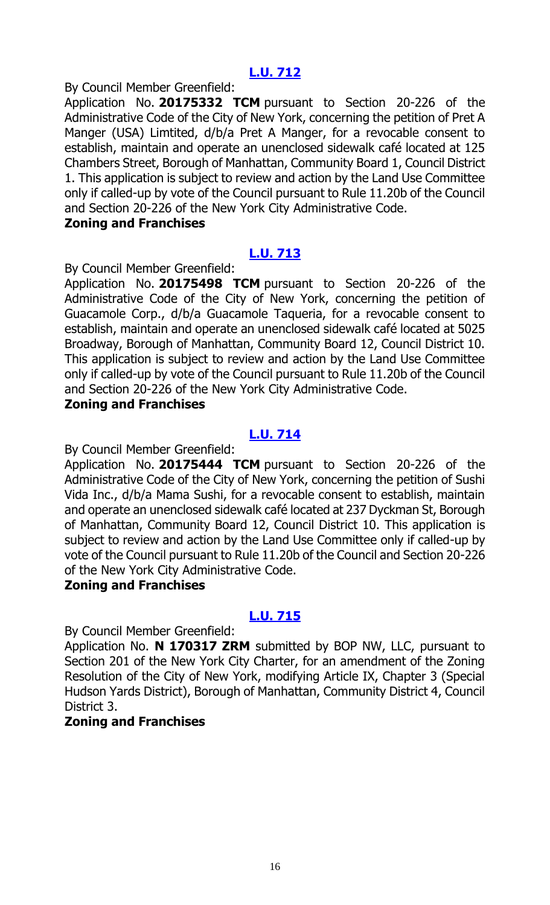## [L.U. 712](#)

By Council Member Greenfield:

Application No. **20175332 TCM** pursuant to Section 20-226 of the Administrative Code of the City of New York, concerning the petition of Pret A Manger (USA) Limtited, d/b/a Pret A Manger, for a revocable consent to establish, maintain and operate an unenclosed sidewalk café located at 125 Chambers Street, Borough of Manhattan, Community Board 1, Council District 1. This application is subject to review and action by the Land Use Committee only if called-up by vote of the Council pursuant to Rule 11.20b of the Council and Section 20-226 of the New York City Administrative Code.

**Zoning and Franchises**

## [L.U. 713](#)

By Council Member Greenfield:

Application No. **20175498 TCM** pursuant to Section 20-226 of the Administrative Code of the City of New York, concerning the petition of Guacamole Corp., d/b/a Guacamole Taqueria, for a revocable consent to establish, maintain and operate an unenclosed sidewalk café located at 5025 Broadway, Borough of Manhattan, Community Board 12, Council District 10. This application is subject to review and action by the Land Use Committee only if called-up by vote of the Council pursuant to Rule 11.20b of the Council and Section 20-226 of the New York City Administrative Code.

**Zoning and Franchises**

## [L.U. 714](#)

By Council Member Greenfield:

Application No. **20175444 TCM** pursuant to Section 20-226 of the Administrative Code of the City of New York, concerning the petition of Sushi Vida Inc., d/b/a Mama Sushi, for a revocable consent to establish, maintain and operate an unenclosed sidewalk café located at 237 Dyckman St, Borough of Manhattan, Community Board 12, Council District 10. This application is subject to review and action by the Land Use Committee only if called-up by vote of the Council pursuant to Rule 11.20b of the Council and Section 20-226 of the New York City Administrative Code.

**Zoning and Franchises**

## [L.U. 715](#)

By Council Member Greenfield:

Application No. **N 170317 ZRM** submitted by BOP NW, LLC, pursuant to Section 201 of the New York City Charter, for an amendment of the Zoning Resolution of the City of New York, modifying Article IX, Chapter 3 (Special Hudson Yards District), Borough of Manhattan, Community District 4, Council District 3.

**Zoning and Franchises**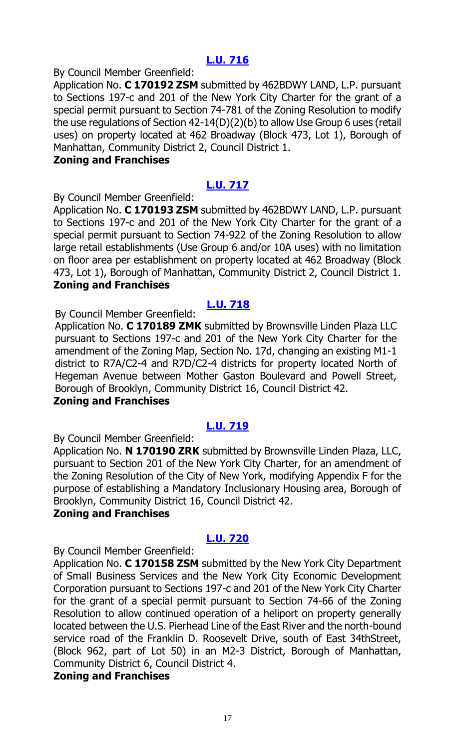## [L.U. 716](#)

By Council Member Greenfield:

Application No. **C 170192 ZSM** submitted by 462BDWY LAND, L.P. pursuant to Sections 197-c and 201 of the New York City Charter for the grant of a special permit pursuant to Section 74-781 of the Zoning Resolution to modify the use regulations of Section 42-14(D)(2)(b) to allow Use Group 6 uses (retail uses) on property located at 462 Broadway (Block 473, Lot 1), Borough of Manhattan, Community District 2, Council District 1.

**Zoning and Franchises**

## [L.U. 717](#)

By Council Member Greenfield:

Application No. **C 170193 ZSM** submitted by 462BDWY LAND, L.P. pursuant to Sections 197-c and 201 of the New York City Charter for the grant of a special permit pursuant to Section 74-922 of the Zoning Resolution to allow large retail establishments (Use Group 6 and/or 10A uses) with no limitation on floor area per establishment on property located at 462 Broadway (Block 473, Lot 1), Borough of Manhattan, Community District 2, Council District 1.

**Zoning and Franchises**

## [L.U. 718](#)

By Council Member Greenfield:

Application No. **C 170189 ZMK** submitted by Brownsville Linden Plaza LLC pursuant to Sections 197-c and 201 of the New York City Charter for the amendment of the Zoning Map, Section No. 17d, changing an existing M1-1 district to R7A/C2-4 and R7D/C2-4 districts for property located North of Hegeman Avenue between Mother Gaston Boulevard and Powell Street, Borough of Brooklyn, Community District 16, Council District 42.

**Zoning and Franchises**

## [L.U. 719](#)

By Council Member Greenfield:

Application No. **N 170190 ZRK** submitted by Brownsville Linden Plaza, LLC, pursuant to Section 201 of the New York City Charter, for an amendment of the Zoning Resolution of the City of New York, modifying Appendix F for the purpose of establishing a Mandatory Inclusionary Housing area, Borough of Brooklyn, Community District 16, Council District 42.

**Zoning and Franchises**

## [L.U. 720](#)

By Council Member Greenfield:

Application No. **C 170158 ZSM** submitted by the New York City Department of Small Business Services and the New York City Economic Development Corporation pursuant to Sections 197-c and 201 of the New York City Charter for the grant of a special permit pursuant to Section 74-66 of the Zoning Resolution to allow continued operation of a heliport on property generally located between the U.S. Pierhead Line of the East River and the north-bound service road of the Franklin D. Roosevelt Drive, south of East 34thStreet, (Block 962, part of Lot 50) in an M2-3 District, Borough of Manhattan, Community District 6, Council District 4.

**Zoning and Franchises**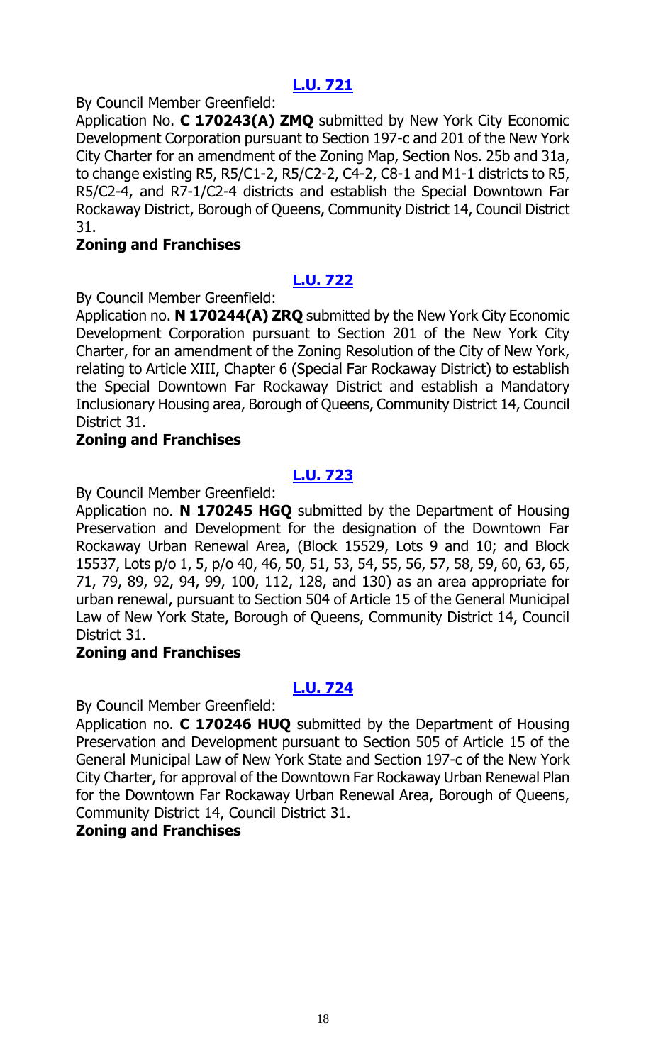## [L.U. 721](#)

By Council Member Greenfield:

Application No. **C 170243(A) ZMQ** submitted by New York City Economic Development Corporation pursuant to Section 197-c and 201 of the New York City Charter for an amendment of the Zoning Map, Section Nos. 25b and 31a, to change existing R5, R5/C1-2, R5/C2-2, C4-2, C8-1 and M1-1 districts to R5, R5/C2-4, and R7-1/C2-4 districts and establish the Special Downtown Far Rockaway District, Borough of Queens, Community District 14, Council District 31.

**Zoning and Franchises**

## [L.U. 722](#)

By Council Member Greenfield:

Application no. **N 170244(A) ZRQ** submitted by the New York City Economic Development Corporation pursuant to Section 201 of the New York City Charter, for an amendment of the Zoning Resolution of the City of New York, relating to Article XIII, Chapter 6 (Special Far Rockaway District) to establish the Special Downtown Far Rockaway District and establish a Mandatory Inclusionary Housing area, Borough of Queens, Community District 14, Council District 31.

**Zoning and Franchises**

## [L.U. 723](#)

By Council Member Greenfield:

Application no. **N 170245 HGQ** submitted by the Department of Housing Preservation and Development for the designation of the Downtown Far Rockaway Urban Renewal Area, (Block 15529, Lots 9 and 10; and Block 15537, Lots p/o 1, 5, p/o 40, 46, 50, 51, 53, 54, 55, 56, 57, 58, 59, 60, 63, 65, 71, 79, 89, 92, 94, 99, 100, 112, 128, and 130) as an area appropriate for urban renewal, pursuant to Section 504 of Article 15 of the General Municipal Law of New York State, Borough of Queens, Community District 14, Council District 31.

**Zoning and Franchises**

## [L.U. 724](#)

By Council Member Greenfield:

Application no. **C 170246 HUQ** submitted by the Department of Housing Preservation and Development pursuant to Section 505 of Article 15 of the General Municipal Law of New York State and Section 197-c of the New York City Charter, for approval of the Downtown Far Rockaway Urban Renewal Plan for the Downtown Far Rockaway Urban Renewal Area, Borough of Queens, Community District 14, Council District 31.

**Zoning and Franchises**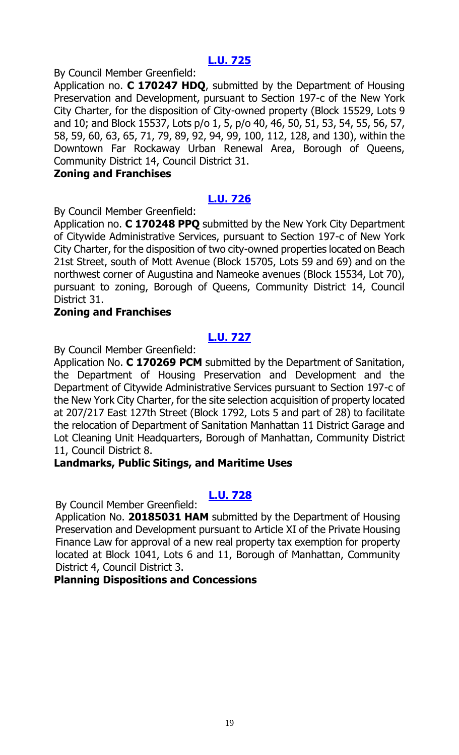### [L.U. 725]

By Council Member Greenfield:

Application no. **C 170247 HDQ**, submitted by the Department of Housing Preservation and Development, pursuant to Section 197-c of the New York City Charter, for the disposition of City-owned property (Block 15529, Lots 9 and 10; and Block 15537, Lots p/o 1, 5, p/o 40, 46, 50, 51, 53, 54, 55, 56, 57, 58, 59, 60, 63, 65, 71, 79, 89, 92, 94, 99, 100, 112, 128, and 130), within the Downtown Far Rockaway Urban Renewal Area, Borough of Queens, Community District 14, Council District 31.

**Zoning and Franchises**

### [L.U. 726]

By Council Member Greenfield:

Application no. **C 170248 PPQ** submitted by the New York City Department of Citywide Administrative Services, pursuant to Section 197-c of New York City Charter, for the disposition of two city-owned properties located on Beach 21st Street, south of Mott Avenue (Block 15705, Lots 59 and 69) and on the northwest corner of Augustina and Nameoke avenues (Block 15534, Lot 70), pursuant to zoning, Borough of Queens, Community District 14, Council District 31.

**Zoning and Franchises**

### [L.U. 727]

By Council Member Greenfield:

Application No. **C 170269 PCM** submitted by the Department of Sanitation, the Department of Housing Preservation and Development and the Department of Citywide Administrative Services pursuant to Section 197-c of the New York City Charter, for the site selection acquisition of property located at 207/217 East 127th Street (Block 1792, Lots 5 and part of 28) to facilitate the relocation of Department of Sanitation Manhattan 11 District Garage and Lot Cleaning Unit Headquarters, Borough of Manhattan, Community District 11, Council District 8.

**Landmarks, Public Sitings, and Maritime Uses**

### [L.U. 728]

By Council Member Greenfield:

Application No. **20185031 HAM** submitted by the Department of Housing Preservation and Development pursuant to Article XI of the Private Housing Finance Law for approval of a new real property tax exemption for property located at Block 1041, Lots 6 and 11, Borough of Manhattan, Community District 4, Council District 3.

**Planning Dispositions and Concessions**